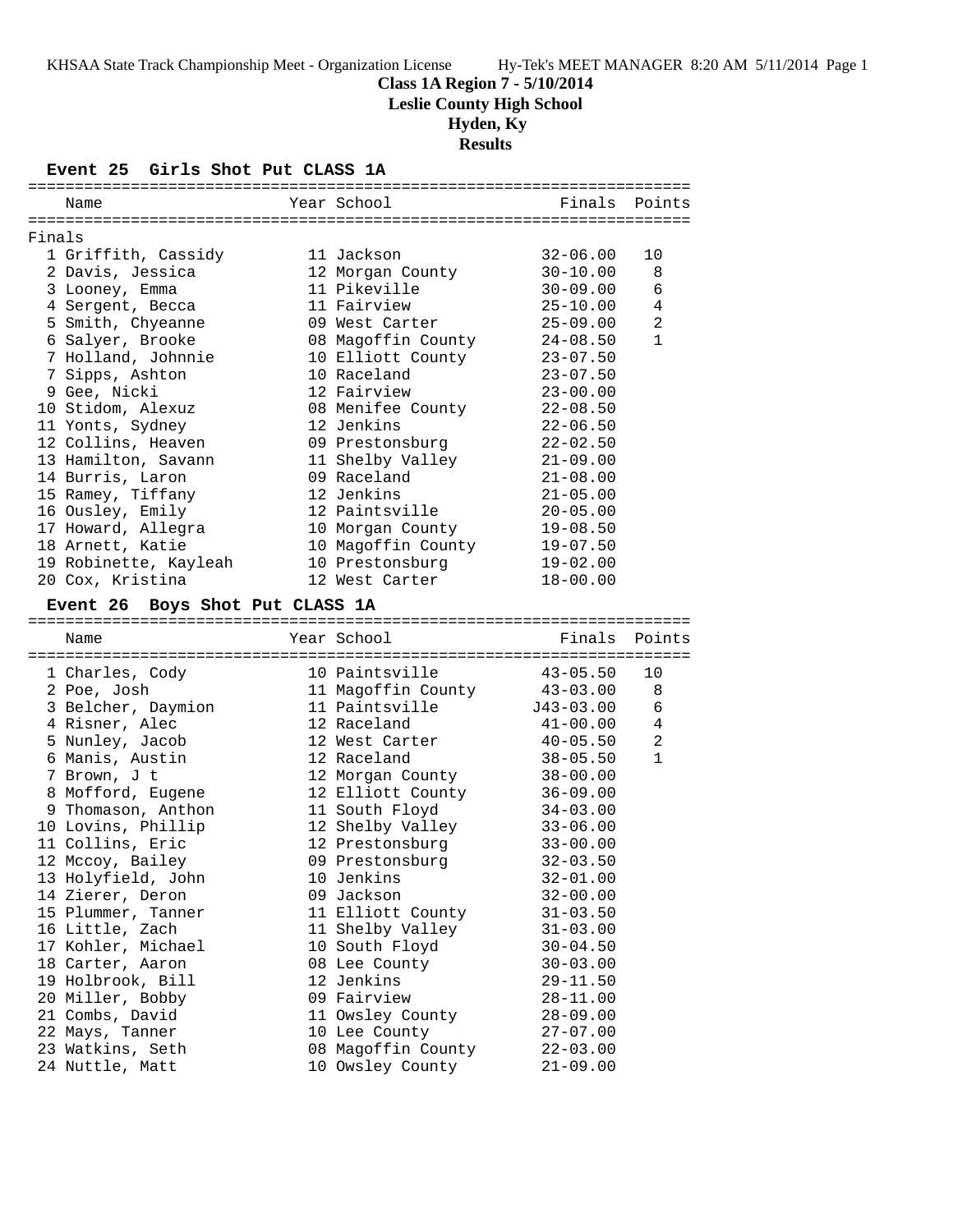**Class 1A Region 7 - 5/10/2014**

**Leslie County High School**

**Hyden, Ky**

**Results**

### Event 25 Girls Shot Put CLASS 1A

Finals

| Place | Name | Year | School | Finals | Points |
|---|---|---|---|---|---|
| 1 | Griffith, Cassidy | 11 | Jackson | 32-06.00 | 10 |
| 2 | Davis, Jessica | 12 | Morgan County | 30-10.00 | 8 |
| 3 | Looney, Emma | 11 | Pikeville | 30-09.00 | 6 |
| 4 | Sergent, Becca | 11 | Fairview | 25-10.00 | 4 |
| 5 | Smith, Chyeanne | 09 | West Carter | 25-09.00 | 2 |
| 6 | Salyer, Brooke | 08 | Magoffin County | 24-08.50 | 1 |
| 7 | Holland, Johnnie | 10 | Elliott County | 23-07.50 | |
| 7 | Sipps, Ashton | 10 | Raceland | 23-07.50 | |
| 9 | Gee, Nicki | 12 | Fairview | 23-00.00 | |
| 10 | Stidom, Alexuz | 08 | Menifee County | 22-08.50 | |
| 11 | Yonts, Sydney | 12 | Jenkins | 22-06.50 | |
| 12 | Collins, Heaven | 09 | Prestonsburg | 22-02.50 | |
| 13 | Hamilton, Savann | 11 | Shelby Valley | 21-09.00 | |
| 14 | Burris, Laron | 09 | Raceland | 21-08.00 | |
| 15 | Ramey, Tiffany | 12 | Jenkins | 21-05.00 | |
| 16 | Ousley, Emily | 12 | Paintsville | 20-05.00 | |
| 17 | Howard, Allegra | 10 | Morgan County | 19-08.50 | |
| 18 | Arnett, Katie | 10 | Magoffin County | 19-07.50 | |
| 19 | Robinette, Kayleah | 10 | Prestonsburg | 19-02.00 | |
| 20 | Cox, Kristina | 12 | West Carter | 18-00.00 | |

### Event 26 Boys Shot Put CLASS 1A

| Place | Name | Year | School | Finals | Points |
|---|---|---|---|---|---|
| 1 | Charles, Cody | 10 | Paintsville | 43-05.50 | 10 |
| 2 | Poe, Josh | 11 | Magoffin County | 43-03.00 | 8 |
| 3 | Belcher, Daymion | 11 | Paintsville | J43-03.00 | 6 |
| 4 | Risner, Alec | 12 | Raceland | 41-00.00 | 4 |
| 5 | Nunley, Jacob | 12 | West Carter | 40-05.50 | 2 |
| 6 | Manis, Austin | 12 | Raceland | 38-05.50 | 1 |
| 7 | Brown, J t | 12 | Morgan County | 38-00.00 | |
| 8 | Mofford, Eugene | 12 | Elliott County | 36-09.00 | |
| 9 | Thomason, Anthon | 11 | South Floyd | 34-03.00 | |
| 10 | Lovins, Phillip | 12 | Shelby Valley | 33-06.00 | |
| 11 | Collins, Eric | 12 | Prestonsburg | 33-00.00 | |
| 12 | Mccoy, Bailey | 09 | Prestonsburg | 32-03.50 | |
| 13 | Holyfield, John | 10 | Jenkins | 32-01.00 | |
| 14 | Zierer, Deron | 09 | Jackson | 32-00.00 | |
| 15 | Plummer, Tanner | 11 | Elliott County | 31-03.50 | |
| 16 | Little, Zach | 11 | Shelby Valley | 31-03.00 | |
| 17 | Kohler, Michael | 10 | South Floyd | 30-04.50 | |
| 18 | Carter, Aaron | 08 | Lee County | 30-03.00 | |
| 19 | Holbrook, Bill | 12 | Jenkins | 29-11.50 | |
| 20 | Miller, Bobby | 09 | Fairview | 28-11.00 | |
| 21 | Combs, David | 11 | Owsley County | 28-09.00 | |
| 22 | Mays, Tanner | 10 | Lee County | 27-07.00 | |
| 23 | Watkins, Seth | 08 | Magoffin County | 22-03.00 | |
| 24 | Nuttle, Matt | 10 | Owsley County | 21-09.00 | |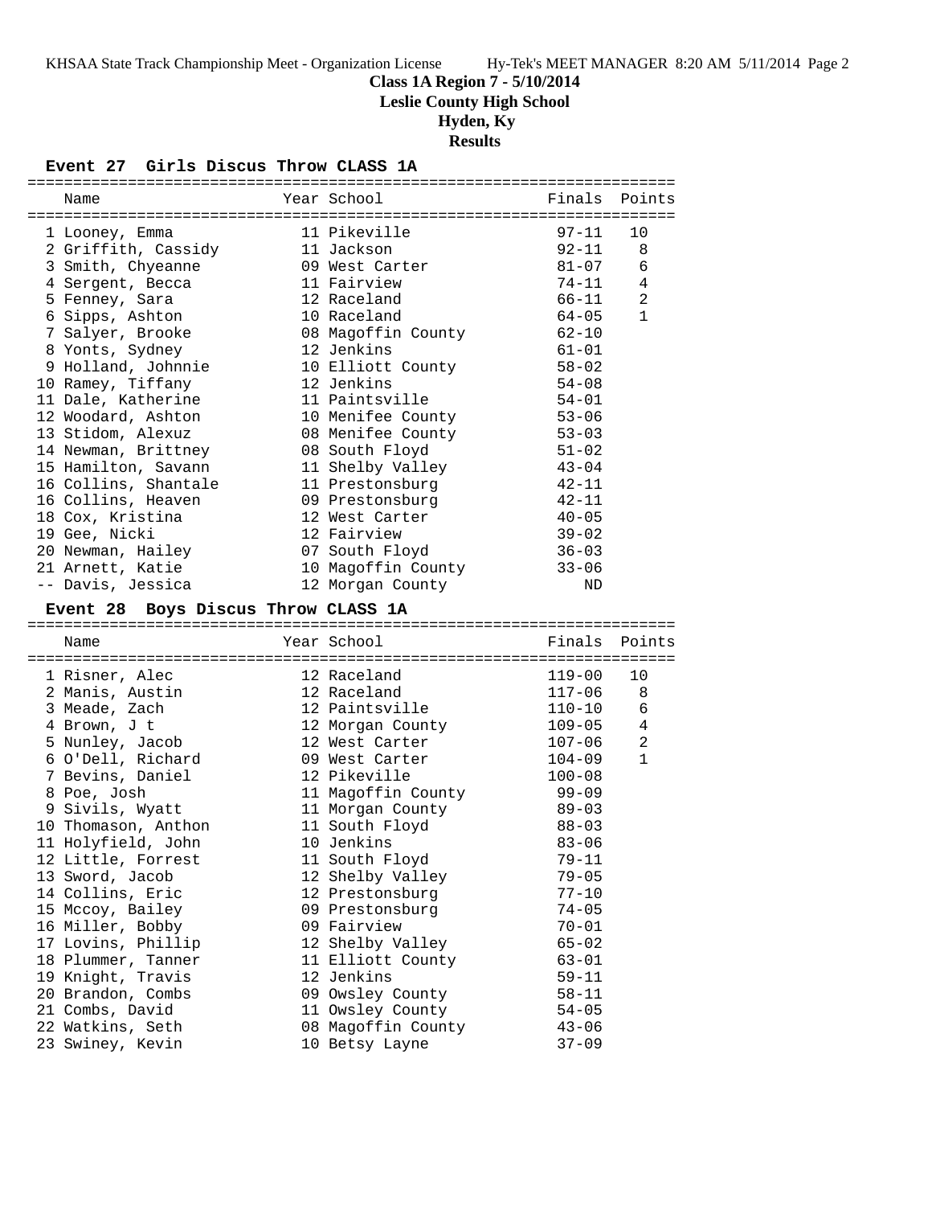**Class 1A Region 7 - 5/10/2014**

**Leslie County High School**

**Hyden, Ky**

**Results**

### Event 27 Girls Discus Throw CLASS 1A

| | Name | Year | School | Finals | Points |
|---|---|---|---|---|---|
| 1 | Looney, Emma | 11 | Pikeville | 97-11 | 10 |
| 2 | Griffith, Cassidy | 11 | Jackson | 92-11 | 8 |
| 3 | Smith, Chyeanne | 09 | West Carter | 81-07 | 6 |
| 4 | Sergent, Becca | 11 | Fairview | 74-11 | 4 |
| 5 | Fenney, Sara | 12 | Raceland | 66-11 | 2 |
| 6 | Sipps, Ashton | 10 | Raceland | 64-05 | 1 |
| 7 | Salyer, Brooke | 08 | Magoffin County | 62-10 | |
| 8 | Yonts, Sydney | 12 | Jenkins | 61-01 | |
| 9 | Holland, Johnnie | 10 | Elliott County | 58-02 | |
| 10 | Ramey, Tiffany | 12 | Jenkins | 54-08 | |
| 11 | Dale, Katherine | 11 | Paintsville | 54-01 | |
| 12 | Woodard, Ashton | 10 | Menifee County | 53-06 | |
| 13 | Stidom, Alexuz | 08 | Menifee County | 53-03 | |
| 14 | Newman, Brittney | 08 | South Floyd | 51-02 | |
| 15 | Hamilton, Savann | 11 | Shelby Valley | 43-04 | |
| 16 | Collins, Shantale | 11 | Prestonsburg | 42-11 | |
| 16 | Collins, Heaven | 09 | Prestonsburg | 42-11 | |
| 18 | Cox, Kristina | 12 | West Carter | 40-05 | |
| 19 | Gee, Nicki | 12 | Fairview | 39-02 | |
| 20 | Newman, Hailey | 07 | South Floyd | 36-03 | |
| 21 | Arnett, Katie | 10 | Magoffin County | 33-06 | |
| -- | Davis, Jessica | 12 | Morgan County | ND | |

### Event 28 Boys Discus Throw CLASS 1A

| | Name | Year | School | Finals | Points |
|---|---|---|---|---|---|
| 1 | Risner, Alec | 12 | Raceland | 119-00 | 10 |
| 2 | Manis, Austin | 12 | Raceland | 117-06 | 8 |
| 3 | Meade, Zach | 12 | Paintsville | 110-10 | 6 |
| 4 | Brown, J t | 12 | Morgan County | 109-05 | 4 |
| 5 | Nunley, Jacob | 12 | West Carter | 107-06 | 2 |
| 6 | O'Dell, Richard | 09 | West Carter | 104-09 | 1 |
| 7 | Bevins, Daniel | 12 | Pikeville | 100-08 | |
| 8 | Poe, Josh | 11 | Magoffin County | 99-09 | |
| 9 | Sivils, Wyatt | 11 | Morgan County | 89-03 | |
| 10 | Thomason, Anthon | 11 | South Floyd | 88-03 | |
| 11 | Holyfield, John | 10 | Jenkins | 83-06 | |
| 12 | Little, Forrest | 11 | South Floyd | 79-11 | |
| 13 | Sword, Jacob | 12 | Shelby Valley | 79-05 | |
| 14 | Collins, Eric | 12 | Prestonsburg | 77-10 | |
| 15 | Mccoy, Bailey | 09 | Prestonsburg | 74-05 | |
| 16 | Miller, Bobby | 09 | Fairview | 70-01 | |
| 17 | Lovins, Phillip | 12 | Shelby Valley | 65-02 | |
| 18 | Plummer, Tanner | 11 | Elliott County | 63-01 | |
| 19 | Knight, Travis | 12 | Jenkins | 59-11 | |
| 20 | Brandon, Combs | 09 | Owsley County | 58-11 | |
| 21 | Combs, David | 11 | Owsley County | 54-05 | |
| 22 | Watkins, Seth | 08 | Magoffin County | 43-06 | |
| 23 | Swiney, Kevin | 10 | Betsy Layne | 37-09 | |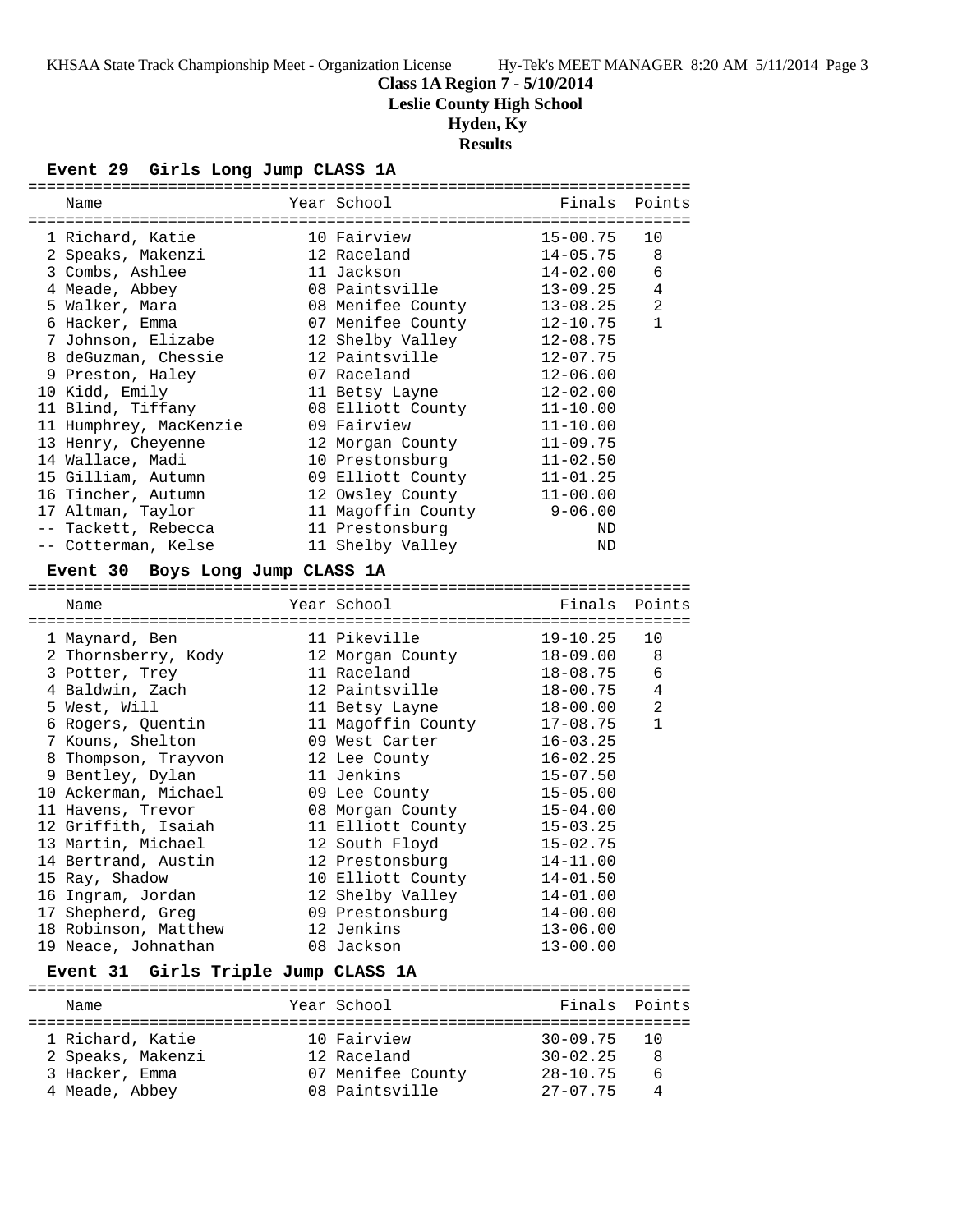**Class 1A Region 7 - 5/10/2014**
**Leslie County High School**
**Hyden, Ky**
**Results**

### Event 29 Girls Long Jump CLASS 1A

| Place | Name | Year | School | Finals | Points |
|---|---|---|---|---|---|
| 1 | Richard, Katie | 10 | Fairview | 15-00.75 | 10 |
| 2 | Speaks, Makenzi | 12 | Raceland | 14-05.75 | 8 |
| 3 | Combs, Ashlee | 11 | Jackson | 14-02.00 | 6 |
| 4 | Meade, Abbey | 08 | Paintsville | 13-09.25 | 4 |
| 5 | Walker, Mara | 08 | Menifee County | 13-08.25 | 2 |
| 6 | Hacker, Emma | 07 | Menifee County | 12-10.75 | 1 |
| 7 | Johnson, Elizabe | 12 | Shelby Valley | 12-08.75 | |
| 8 | deGuzman, Chessie | 12 | Paintsville | 12-07.75 | |
| 9 | Preston, Haley | 07 | Raceland | 12-06.00 | |
| 10 | Kidd, Emily | 11 | Betsy Layne | 12-02.00 | |
| 11 | Blind, Tiffany | 08 | Elliott County | 11-10.00 | |
| 11 | Humphrey, MacKenzie | 09 | Fairview | 11-10.00 | |
| 13 | Henry, Cheyenne | 12 | Morgan County | 11-09.75 | |
| 14 | Wallace, Madi | 10 | Prestonsburg | 11-02.50 | |
| 15 | Gilliam, Autumn | 09 | Elliott County | 11-01.25 | |
| 16 | Tincher, Autumn | 12 | Owsley County | 11-00.00 | |
| 17 | Altman, Taylor | 11 | Magoffin County | 9-06.00 | |
| -- | Tackett, Rebecca | 11 | Prestonsburg | ND | |
| -- | Cotterman, Kelse | 11 | Shelby Valley | ND | |

### Event 30 Boys Long Jump CLASS 1A

| Place | Name | Year | School | Finals | Points |
|---|---|---|---|---|---|
| 1 | Maynard, Ben | 11 | Pikeville | 19-10.25 | 10 |
| 2 | Thornsberry, Kody | 12 | Morgan County | 18-09.00 | 8 |
| 3 | Potter, Trey | 11 | Raceland | 18-08.75 | 6 |
| 4 | Baldwin, Zach | 12 | Paintsville | 18-00.75 | 4 |
| 5 | West, Will | 11 | Betsy Layne | 18-00.00 | 2 |
| 6 | Rogers, Quentin | 11 | Magoffin County | 17-08.75 | 1 |
| 7 | Kouns, Shelton | 09 | West Carter | 16-03.25 | |
| 8 | Thompson, Trayvon | 12 | Lee County | 16-02.25 | |
| 9 | Bentley, Dylan | 11 | Jenkins | 15-07.50 | |
| 10 | Ackerman, Michael | 09 | Lee County | 15-05.00 | |
| 11 | Havens, Trevor | 08 | Morgan County | 15-04.00 | |
| 12 | Griffith, Isaiah | 11 | Elliott County | 15-03.25 | |
| 13 | Martin, Michael | 12 | South Floyd | 15-02.75 | |
| 14 | Bertrand, Austin | 12 | Prestonsburg | 14-11.00 | |
| 15 | Ray, Shadow | 10 | Elliott County | 14-01.50 | |
| 16 | Ingram, Jordan | 12 | Shelby Valley | 14-01.00 | |
| 17 | Shepherd, Greg | 09 | Prestonsburg | 14-00.00 | |
| 18 | Robinson, Matthew | 12 | Jenkins | 13-06.00 | |
| 19 | Neace, Johnathan | 08 | Jackson | 13-00.00 | |

### Event 31 Girls Triple Jump CLASS 1A

| Place | Name | Year | School | Finals | Points |
|---|---|---|---|---|---|
| 1 | Richard, Katie | 10 | Fairview | 30-09.75 | 10 |
| 2 | Speaks, Makenzi | 12 | Raceland | 30-02.25 | 8 |
| 3 | Hacker, Emma | 07 | Menifee County | 28-10.75 | 6 |
| 4 | Meade, Abbey | 08 | Paintsville | 27-07.75 | 4 |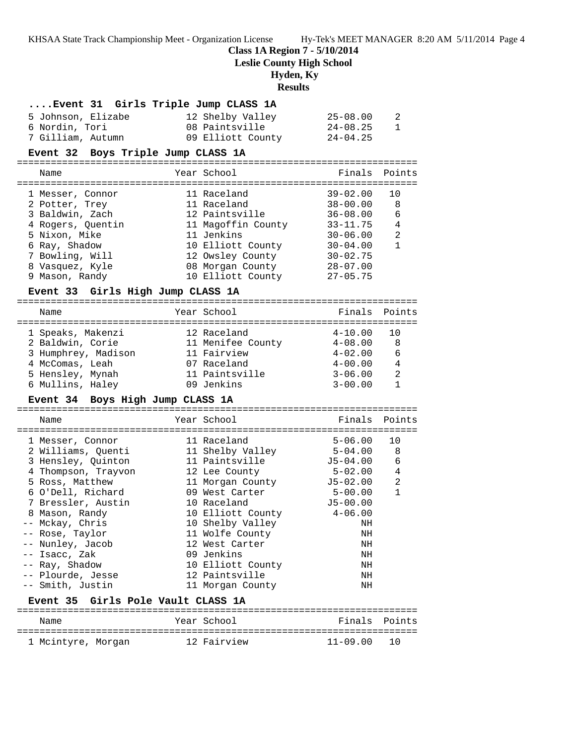## Class 1A Region 7 - 5/10/2014
## Leslie County High School
## Hyden, Ky
## Results

### ....Event 31 Girls Triple Jump CLASS 1A

| Name | Year | School | Finals | Points |
|---|---|---|---|---|
| 5 Johnson, Elizabe | 12 | Shelby Valley | 25-08.00 | 2 |
| 6 Nordin, Tori | 08 | Paintsville | 24-08.25 | 1 |
| 7 Gilliam, Autumn | 09 | Elliott County | 24-04.25 | |

### Event 32 Boys Triple Jump CLASS 1A

| Name | Year | School | Finals | Points |
|---|---|---|---|---|
| 1 Messer, Connor | 11 | Raceland | 39-02.00 | 10 |
| 2 Potter, Trey | 11 | Raceland | 38-00.00 | 8 |
| 3 Baldwin, Zach | 12 | Paintsville | 36-08.00 | 6 |
| 4 Rogers, Quentin | 11 | Magoffin County | 33-11.75 | 4 |
| 5 Nixon, Mike | 11 | Jenkins | 30-06.00 | 2 |
| 6 Ray, Shadow | 10 | Elliott County | 30-04.00 | 1 |
| 7 Bowling, Will | 12 | Owsley County | 30-02.75 | |
| 8 Vasquez, Kyle | 08 | Morgan County | 28-07.00 | |
| 9 Mason, Randy | 10 | Elliott County | 27-05.75 | |

### Event 33 Girls High Jump CLASS 1A

| Name | Year | School | Finals | Points |
|---|---|---|---|---|
| 1 Speaks, Makenzi | 12 | Raceland | 4-10.00 | 10 |
| 2 Baldwin, Corie | 11 | Menifee County | 4-08.00 | 8 |
| 3 Humphrey, Madison | 11 | Fairview | 4-02.00 | 6 |
| 4 McComas, Leah | 07 | Raceland | 4-00.00 | 4 |
| 5 Hensley, Mynah | 11 | Paintsville | 3-06.00 | 2 |
| 6 Mullins, Haley | 09 | Jenkins | 3-00.00 | 1 |

### Event 34 Boys High Jump CLASS 1A

| Name | Year | School | Finals | Points |
|---|---|---|---|---|
| 1 Messer, Connor | 11 | Raceland | 5-06.00 | 10 |
| 2 Williams, Quenti | 11 | Shelby Valley | 5-04.00 | 8 |
| 3 Hensley, Quinton | 11 | Paintsville | J5-04.00 | 6 |
| 4 Thompson, Trayvon | 12 | Lee County | 5-02.00 | 4 |
| 5 Ross, Matthew | 11 | Morgan County | J5-02.00 | 2 |
| 6 O'Dell, Richard | 09 | West Carter | 5-00.00 | 1 |
| 7 Bressler, Austin | 10 | Raceland | J5-00.00 | |
| 8 Mason, Randy | 10 | Elliott County | 4-06.00 | |
| -- Mckay, Chris | 10 | Shelby Valley | NH | |
| -- Rose, Taylor | 11 | Wolfe County | NH | |
| -- Nunley, Jacob | 12 | West Carter | NH | |
| -- Isacc, Zak | 09 | Jenkins | NH | |
| -- Ray, Shadow | 10 | Elliott County | NH | |
| -- Plourde, Jesse | 12 | Paintsville | NH | |
| -- Smith, Justin | 11 | Morgan County | NH | |

### Event 35 Girls Pole Vault CLASS 1A

| Name | Year | School | Finals | Points |
|---|---|---|---|---|
| 1 Mcintyre, Morgan | 12 | Fairview | 11-09.00 | 10 |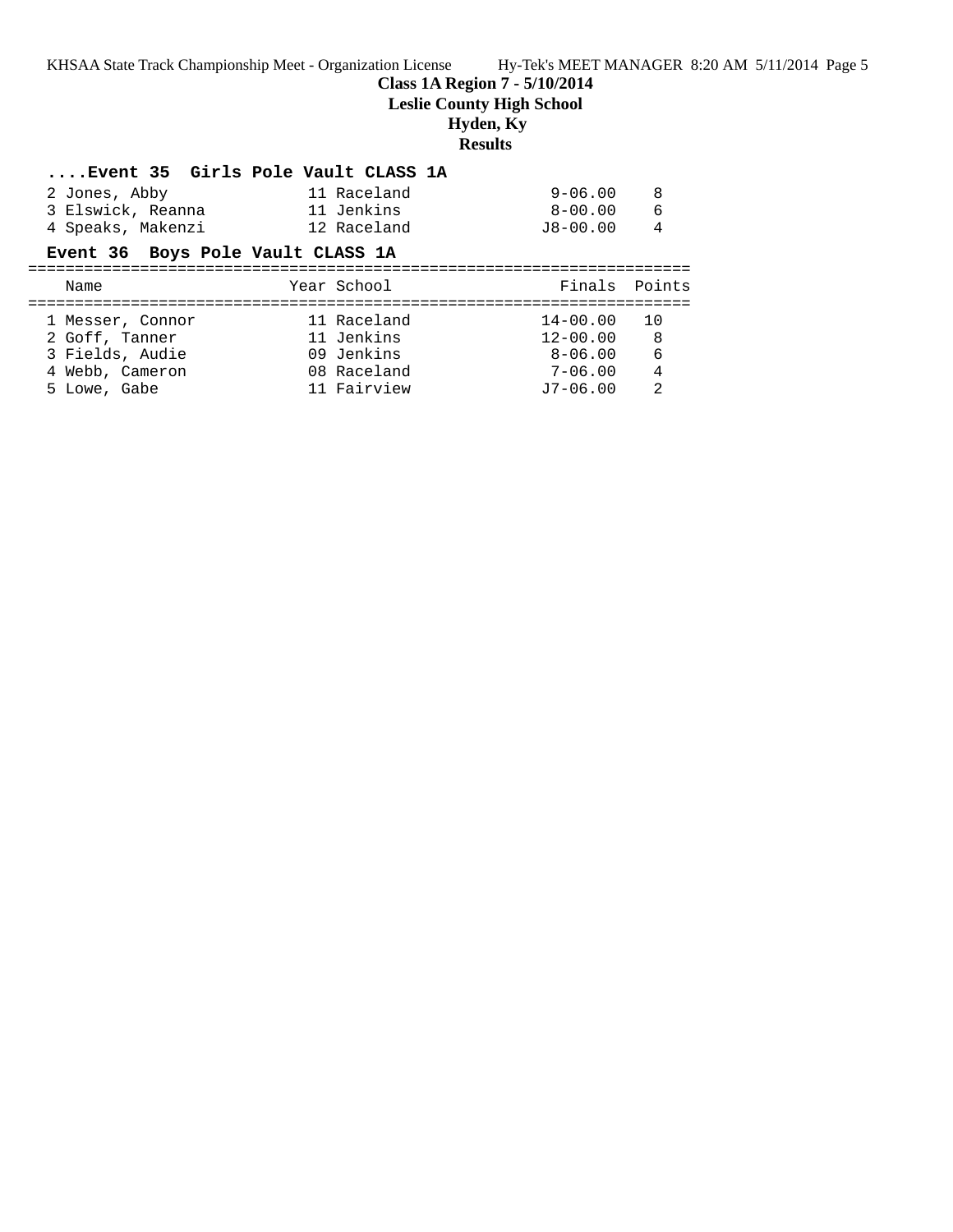## Class 1A Region 7 - 5/10/2014

**Leslie County High School**

**Hyden, Ky**

**Results**

### ....Event 35 Girls Pole Vault CLASS 1A

| | | | | | |
|---|---|---|---|---|---|
| 2 | Jones, Abby | 11 | Raceland | 9-06.00 | 8 |
| 3 | Elswick, Reanna | 11 | Jenkins | 8-00.00 | 6 |
| 4 | Speaks, Makenzi | 12 | Raceland | J8-00.00 | 4 |

### Event 36 Boys Pole Vault CLASS 1A

| | Name | Year | School | Finals | Points |
|---|---|---|---|---|---|
| 1 | Messer, Connor | 11 | Raceland | 14-00.00 | 10 |
| 2 | Goff, Tanner | 11 | Jenkins | 12-00.00 | 8 |
| 3 | Fields, Audie | 09 | Jenkins | 8-06.00 | 6 |
| 4 | Webb, Cameron | 08 | Raceland | 7-06.00 | 4 |
| 5 | Lowe, Gabe | 11 | Fairview | J7-06.00 | 2 |